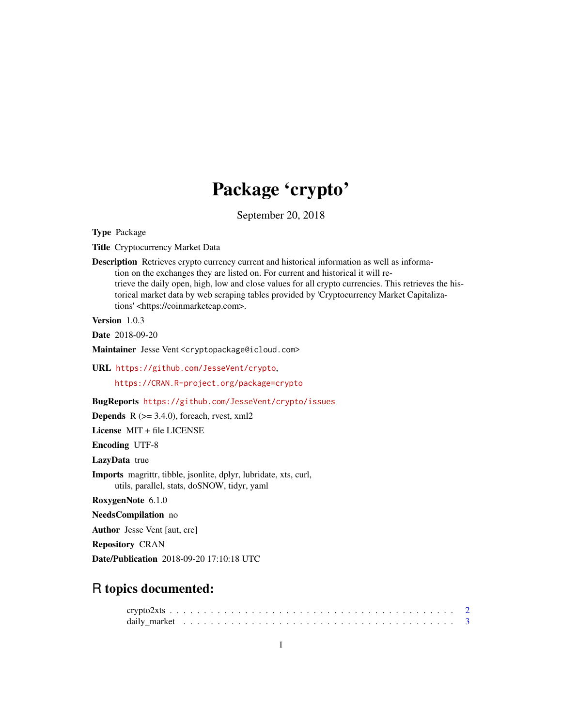# Package 'crypto'

September 20, 2018

**Type** Package

**Title** Cryptocurrency Market Data

**Description** Retrieves crypto currency current and historical information as well as information on the exchanges they are listed on. For current and historical it will retrieve the daily open, high, low and close values for all crypto currencies. This retrieves the historical market data by web scraping tables provided by 'Cryptocurrency Market Capitalizations' <https://coinmarketcap.com>.

**Version** 1.0.3

**Date** 2018-09-20

**Maintainer** Jesse Vent <cryptopackage@icloud.com>

**URL** https://github.com/JesseVent/crypto,
https://CRAN.R-project.org/package=crypto

**BugReports** https://github.com/JesseVent/crypto/issues

**Depends** R (>= 3.4.0), foreach, rvest, xml2

**License** MIT + file LICENSE

**Encoding** UTF-8

**LazyData** true

**Imports** magrittr, tibble, jsonlite, dplyr, lubridate, xts, curl, utils, parallel, stats, doSNOW, tidyr, yaml

**RoxygenNote** 6.1.0

**NeedsCompilation** no

**Author** Jesse Vent [aut, cre]

**Repository** CRAN

**Date/Publication** 2018-09-20 17:10:18 UTC

## R topics documented:

crypto2xts . . . . . . . . . . . . . . . . . . . . . . . . . . . . . . . . . . . . . . . . . 2
daily_market . . . . . . . . . . . . . . . . . . . . . . . . . . . . . . . . . . . . . . . 3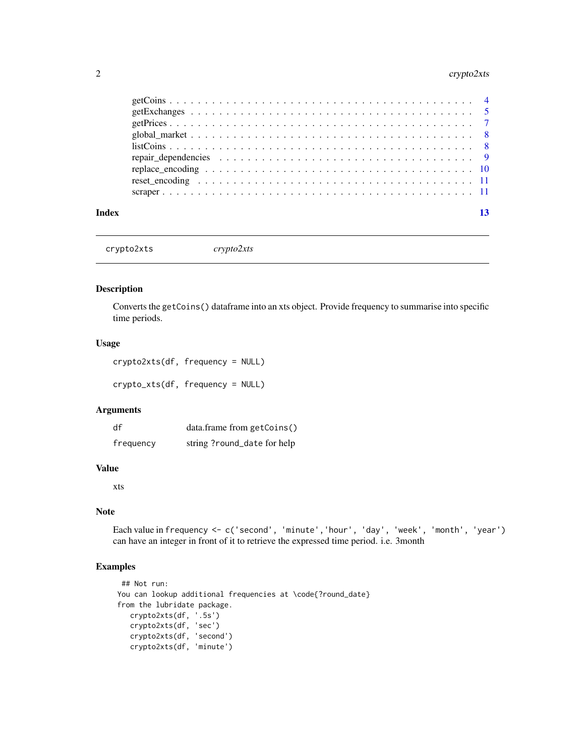getCoins . . . . . . . . . . . . . . . . . . . . . . . . . . . . . . . . . . . . . . . . 4
getExchanges . . . . . . . . . . . . . . . . . . . . . . . . . . . . . . . . . . . . . . 5
getPrices . . . . . . . . . . . . . . . . . . . . . . . . . . . . . . . . . . . . . . . . 7
global_market . . . . . . . . . . . . . . . . . . . . . . . . . . . . . . . . . . . . . 8
listCoins . . . . . . . . . . . . . . . . . . . . . . . . . . . . . . . . . . . . . . . . 8
repair_dependencies . . . . . . . . . . . . . . . . . . . . . . . . . . . . . . . . . . 9
replace_encoding . . . . . . . . . . . . . . . . . . . . . . . . . . . . . . . . . . . 10
reset_encoding . . . . . . . . . . . . . . . . . . . . . . . . . . . . . . . . . . . . 11
scraper . . . . . . . . . . . . . . . . . . . . . . . . . . . . . . . . . . . . . . . . 11

**Index** **13**

---

`crypto2xts` *crypto2xts*

---

## Description

Converts the `getCoins()` dataframe into an xts object. Provide frequency to summarise into specific time periods.

## Usage

```
crypto2xts(df, frequency = NULL)

crypto_xts(df, frequency = NULL)
```

## Arguments

| | |
|---|---|
| `df` | data.frame from `getCoins()` |
| `frequency` | string `?round_date` for help |

## Value

xts

## Note

Each value in `frequency <- c('second', 'minute','hour', 'day', 'week', 'month', 'year')` can have an integer in front of it to retrieve the expressed time period. i.e. 3month

## Examples

```
## Not run:
You can lookup additional frequencies at \code{?round_date}
from the lubridate package.
   crypto2xts(df, '.5s')
   crypto2xts(df, 'sec')
   crypto2xts(df, 'second')
   crypto2xts(df, 'minute')
```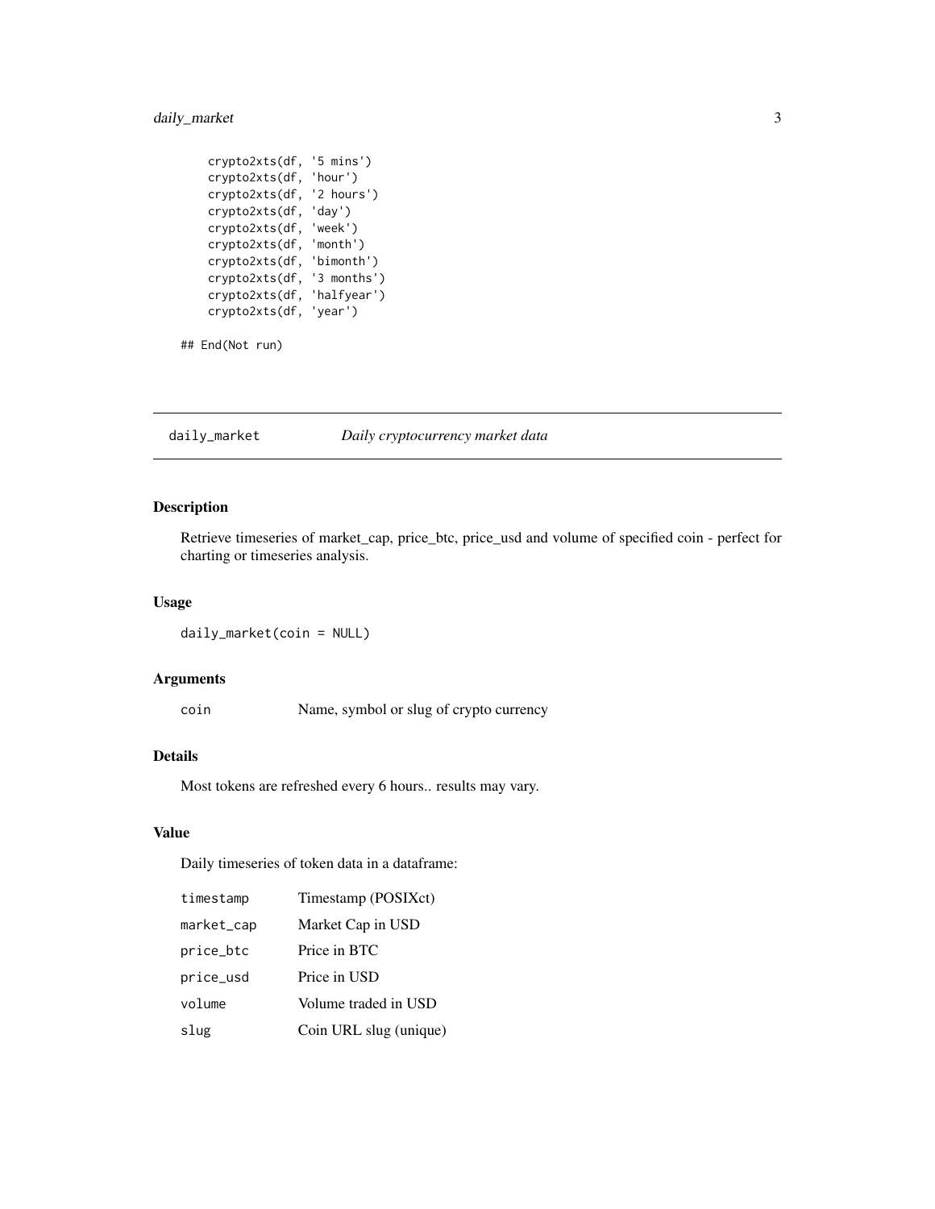```
    crypto2xts(df, '5 mins')
    crypto2xts(df, 'hour')
    crypto2xts(df, '2 hours')
    crypto2xts(df, 'day')
    crypto2xts(df, 'week')
    crypto2xts(df, 'month')
    crypto2xts(df, 'bimonth')
    crypto2xts(df, '3 months')
    crypto2xts(df, 'halfyear')
    crypto2xts(df, 'year')

## End(Not run)
```

## daily_market — *Daily cryptocurrency market data*

### Description

Retrieve timeseries of market_cap, price_btc, price_usd and volume of specified coin - perfect for charting or timeseries analysis.

### Usage

```
daily_market(coin = NULL)
```

### Arguments

| | |
|---|---|
| `coin` | Name, symbol or slug of crypto currency |

### Details

Most tokens are refreshed every 6 hours.. results may vary.

### Value

Daily timeseries of token data in a dataframe:

| | |
|---|---|
| `timestamp` | Timestamp (POSIXct) |
| `market_cap` | Market Cap in USD |
| `price_btc` | Price in BTC |
| `price_usd` | Price in USD |
| `volume` | Volume traded in USD |
| `slug` | Coin URL slug (unique) |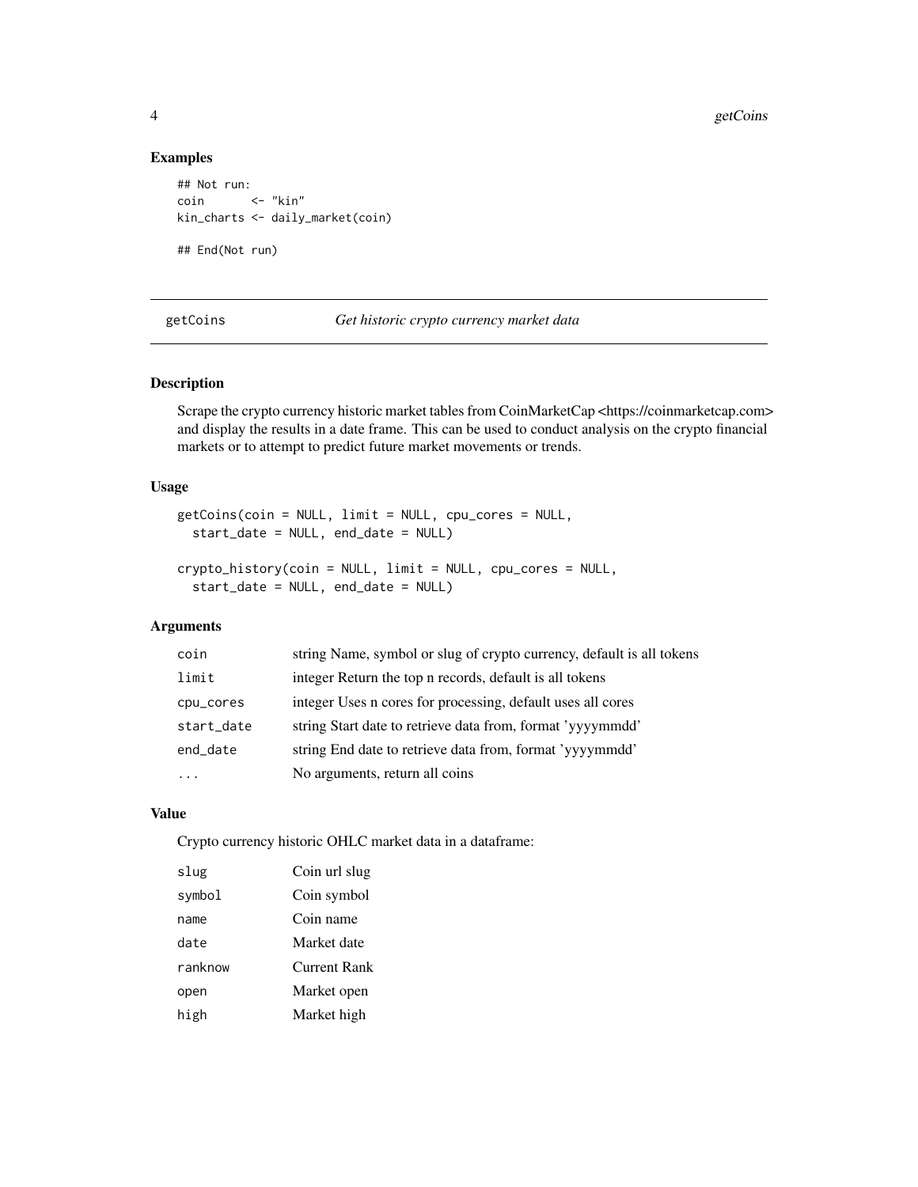### Examples

```
## Not run:
coin       <- "kin"
kin_charts <- daily_market(coin)

## End(Not run)
```

## getCoins — *Get historic crypto currency market data*

### Description

Scrape the crypto currency historic market tables from CoinMarketCap <https://coinmarketcap.com> and display the results in a date frame. This can be used to conduct analysis on the crypto financial markets or to attempt to predict future market movements or trends.

### Usage

```
getCoins(coin = NULL, limit = NULL, cpu_cores = NULL,
  start_date = NULL, end_date = NULL)

crypto_history(coin = NULL, limit = NULL, cpu_cores = NULL,
  start_date = NULL, end_date = NULL)
```

### Arguments

| | |
|---|---|
| `coin` | string Name, symbol or slug of crypto currency, default is all tokens |
| `limit` | integer Return the top n records, default is all tokens |
| `cpu_cores` | integer Uses n cores for processing, default uses all cores |
| `start_date` | string Start date to retrieve data from, format 'yyyymmdd' |
| `end_date` | string End date to retrieve data from, format 'yyyymmdd' |
| `...` | No arguments, return all coins |

### Value

Crypto currency historic OHLC market data in a dataframe:

| | |
|---|---|
| `slug` | Coin url slug |
| `symbol` | Coin symbol |
| `name` | Coin name |
| `date` | Market date |
| `ranknow` | Current Rank |
| `open` | Market open |
| `high` | Market high |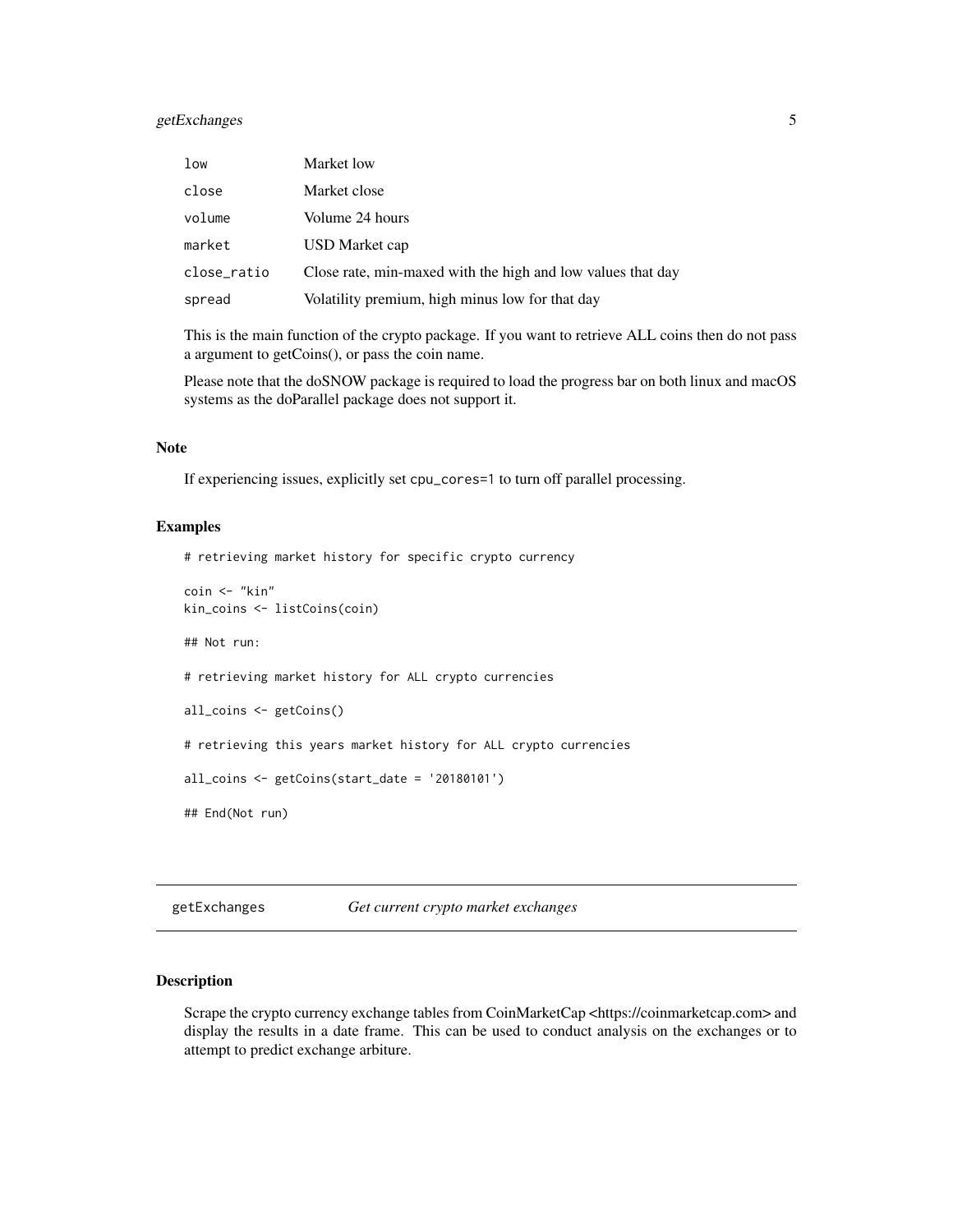| | |
|---|---|
| `low` | Market low |
| `close` | Market close |
| `volume` | Volume 24 hours |
| `market` | USD Market cap |
| `close_ratio` | Close rate, min-maxed with the high and low values that day |
| `spread` | Volatility premium, high minus low for that day |

This is the main function of the crypto package. If you want to retrieve ALL coins then do not pass a argument to getCoins(), or pass the coin name.

Please note that the doSNOW package is required to load the progress bar on both linux and macOS systems as the doParallel package does not support it.

### Note

If experiencing issues, explicitly set `cpu_cores=1` to turn off parallel processing.

### Examples

```
# retrieving market history for specific crypto currency

coin <- "kin"
kin_coins <- listCoins(coin)

## Not run:

# retrieving market history for ALL crypto currencies

all_coins <- getCoins()

# retrieving this years market history for ALL crypto currencies

all_coins <- getCoins(start_date = '20180101')

## End(Not run)
```

---

## getExchanges *Get current crypto market exchanges*

---

### Description

Scrape the crypto currency exchange tables from CoinMarketCap <https://coinmarketcap.com> and display the results in a date frame. This can be used to conduct analysis on the exchanges or to attempt to predict exchange arbiture.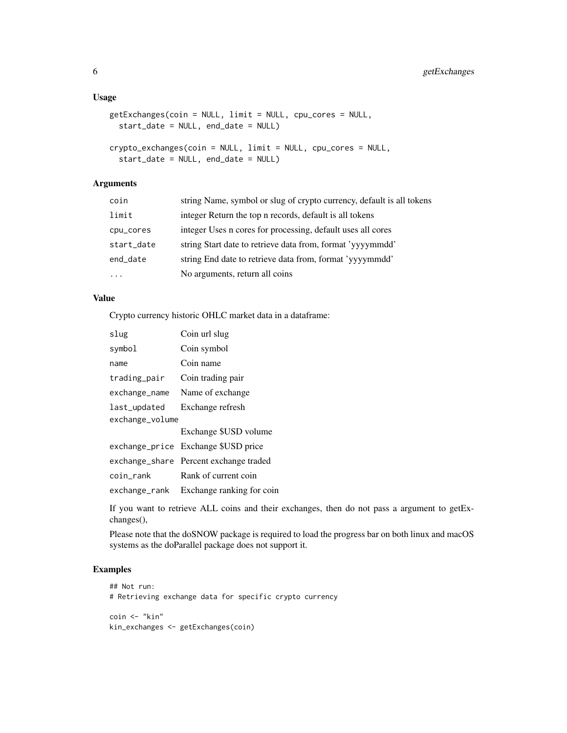## Usage

```
getExchanges(coin = NULL, limit = NULL, cpu_cores = NULL,
  start_date = NULL, end_date = NULL)

crypto_exchanges(coin = NULL, limit = NULL, cpu_cores = NULL,
  start_date = NULL, end_date = NULL)
```

## Arguments

| | |
|---|---|
| `coin` | string Name, symbol or slug of crypto currency, default is all tokens |
| `limit` | integer Return the top n records, default is all tokens |
| `cpu_cores` | integer Uses n cores for processing, default uses all cores |
| `start_date` | string Start date to retrieve data from, format 'yyyymmdd' |
| `end_date` | string End date to retrieve data from, format 'yyyymmdd' |
| `...` | No arguments, return all coins |

## Value

Crypto currency historic OHLC market data in a dataframe:

| | |
|---|---|
| `slug` | Coin url slug |
| `symbol` | Coin symbol |
| `name` | Coin name |
| `trading_pair` | Coin trading pair |
| `exchange_name` | Name of exchange |
| `last_updated` | Exchange refresh |
| `exchange_volume` | Exchange $USD volume |
| `exchange_price` | Exchange $USD price |
| `exchange_share` | Percent exchange traded |
| `coin_rank` | Rank of current coin |
| `exchange_rank` | Exchange ranking for coin |

If you want to retrieve ALL coins and their exchanges, then do not pass a argument to getExchanges(),

Please note that the doSNOW package is required to load the progress bar on both linux and macOS systems as the doParallel package does not support it.

## Examples

```
## Not run:
# Retrieving exchange data for specific crypto currency

coin <- "kin"
kin_exchanges <- getExchanges(coin)
```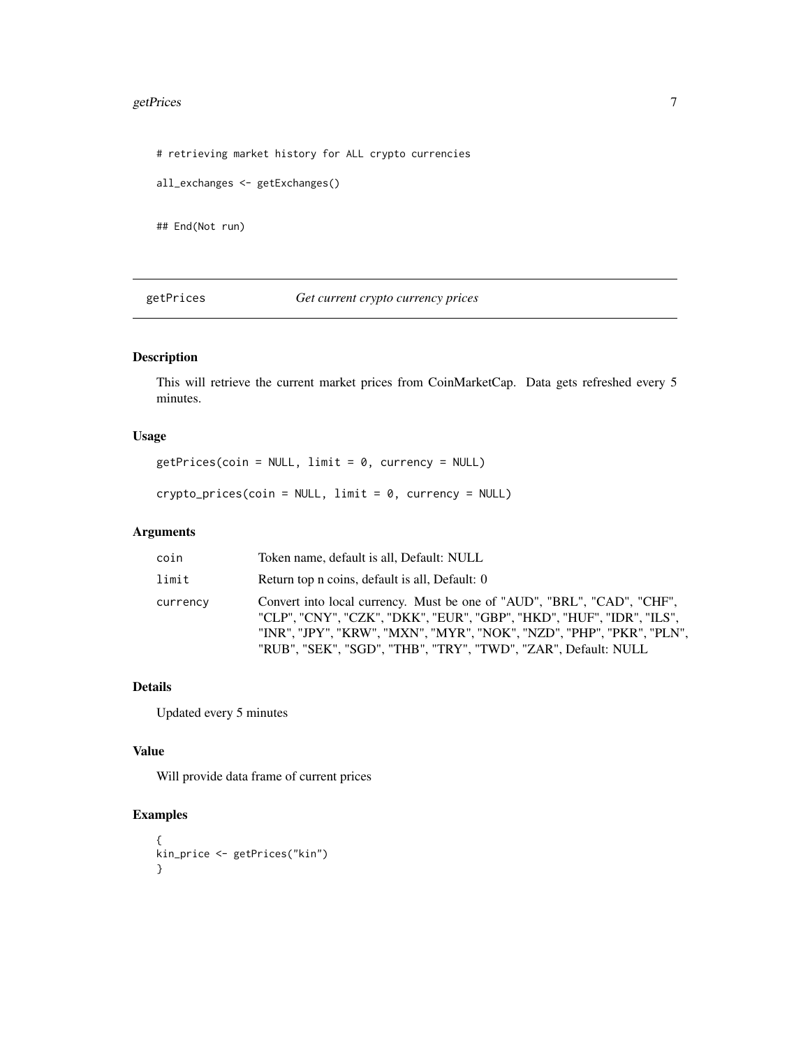```
# retrieving market history for ALL crypto currencies

all_exchanges <- getExchanges()


## End(Not run)
```

## getPrices — *Get current crypto currency prices*

### Description

This will retrieve the current market prices from CoinMarketCap. Data gets refreshed every 5 minutes.

### Usage

```
getPrices(coin = NULL, limit = 0, currency = NULL)

crypto_prices(coin = NULL, limit = 0, currency = NULL)
```

### Arguments

| | |
|---|---|
| `coin` | Token name, default is all, Default: NULL |
| `limit` | Return top n coins, default is all, Default: 0 |
| `currency` | Convert into local currency. Must be one of "AUD", "BRL", "CAD", "CHF", "CLP", "CNY", "CZK", "DKK", "EUR", "GBP", "HKD", "HUF", "IDR", "ILS", "INR", "JPY", "KRW", "MXN", "MYR", "NOK", "NZD", "PHP", "PKR", "PLN", "RUB", "SEK", "SGD", "THB", "TRY", "TWD", "ZAR", Default: NULL |

### Details

Updated every 5 minutes

### Value

Will provide data frame of current prices

### Examples

```
{
kin_price <- getPrices("kin")
}
```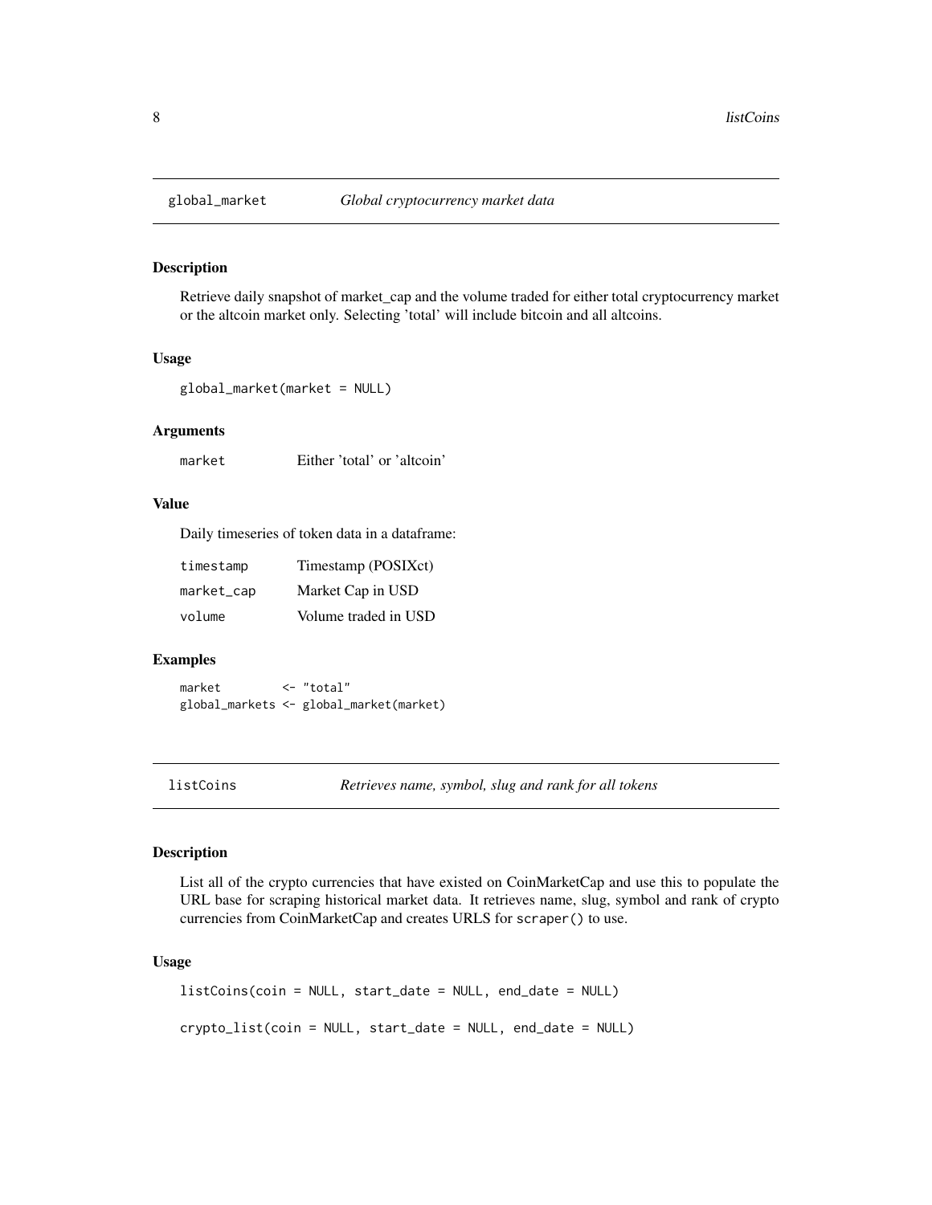## global_market *Global cryptocurrency market data*

### Description

Retrieve daily snapshot of market_cap and the volume traded for either total cryptocurrency market or the altcoin market only. Selecting 'total' will include bitcoin and all altcoins.

### Usage

```
global_market(market = NULL)
```

### Arguments

| | |
|---|---|
| market | Either 'total' or 'altcoin' |

### Value

Daily timeseries of token data in a dataframe:

| | |
|---|---|
| timestamp | Timestamp (POSIXct) |
| market_cap | Market Cap in USD |
| volume | Volume traded in USD |

### Examples

```
market         <- "total"
global_markets <- global_market(market)
```

## listCoins *Retrieves name, symbol, slug and rank for all tokens*

### Description

List all of the crypto currencies that have existed on CoinMarketCap and use this to populate the URL base for scraping historical market data. It retrieves name, slug, symbol and rank of crypto currencies from CoinMarketCap and creates URLS for `scraper()` to use.

### Usage

```
listCoins(coin = NULL, start_date = NULL, end_date = NULL)

crypto_list(coin = NULL, start_date = NULL, end_date = NULL)
```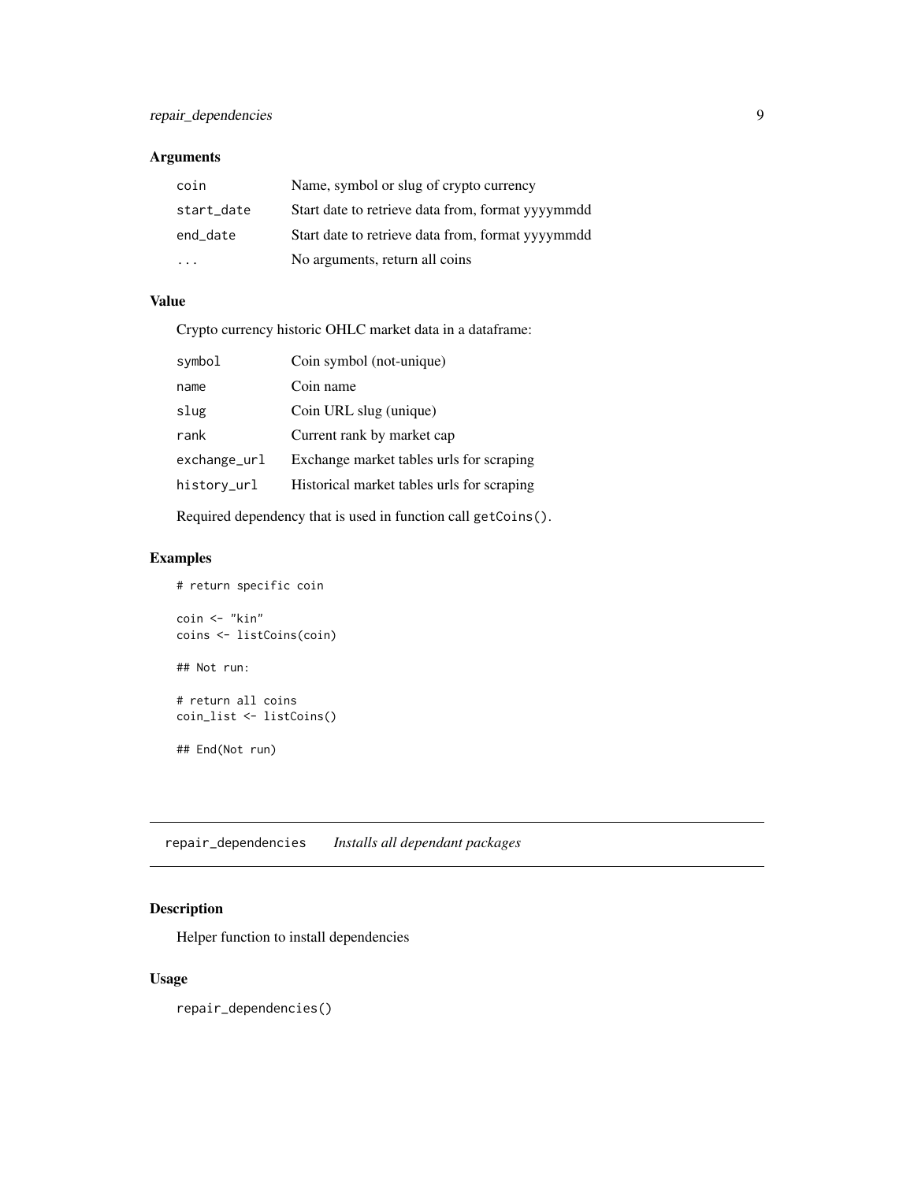### Arguments

| | |
|---|---|
| `coin` | Name, symbol or slug of crypto currency |
| `start_date` | Start date to retrieve data from, format yyyymmdd |
| `end_date` | Start date to retrieve data from, format yyyymmdd |
| `...` | No arguments, return all coins |

### Value

Crypto currency historic OHLC market data in a dataframe:

| | |
|---|---|
| `symbol` | Coin symbol (not-unique) |
| `name` | Coin name |
| `slug` | Coin URL slug (unique) |
| `rank` | Current rank by market cap |
| `exchange_url` | Exchange market tables urls for scraping |
| `history_url` | Historical market tables urls for scraping |

Required dependency that is used in function call `getCoins()`.

### Examples

```
# return specific coin

coin <- "kin"
coins <- listCoins(coin)

## Not run:

# return all coins
coin_list <- listCoins()

## End(Not run)
```

---

## `repair_dependencies` *Installs all dependant packages*

---

### Description

Helper function to install dependencies

### Usage

```
repair_dependencies()
```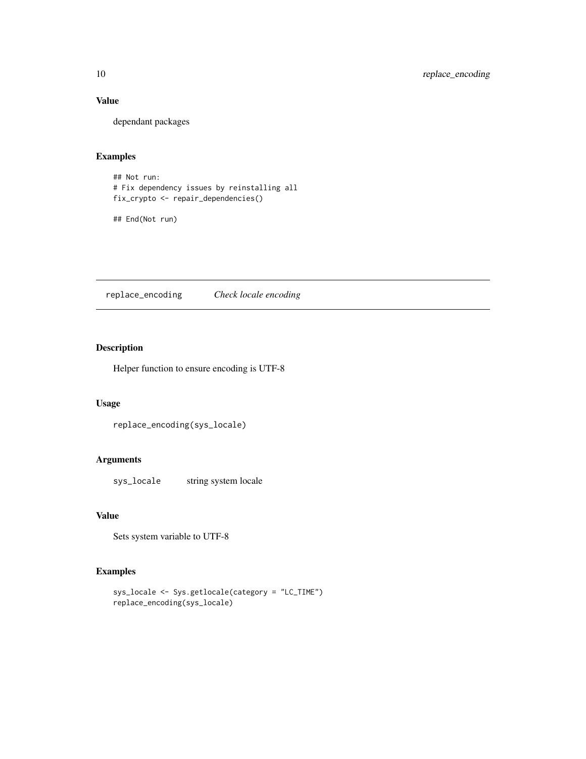## Value

dependant packages

## Examples

```
## Not run:
# Fix dependency issues by reinstalling all
fix_crypto <- repair_dependencies()

## End(Not run)
```

---

# replace_encoding — *Check locale encoding*

## Description

Helper function to ensure encoding is UTF-8

## Usage

```
replace_encoding(sys_locale)
```

## Arguments

| | |
|---|---|
| sys_locale | string system locale |

## Value

Sets system variable to UTF-8

## Examples

```
sys_locale <- Sys.getlocale(category = "LC_TIME")
replace_encoding(sys_locale)
```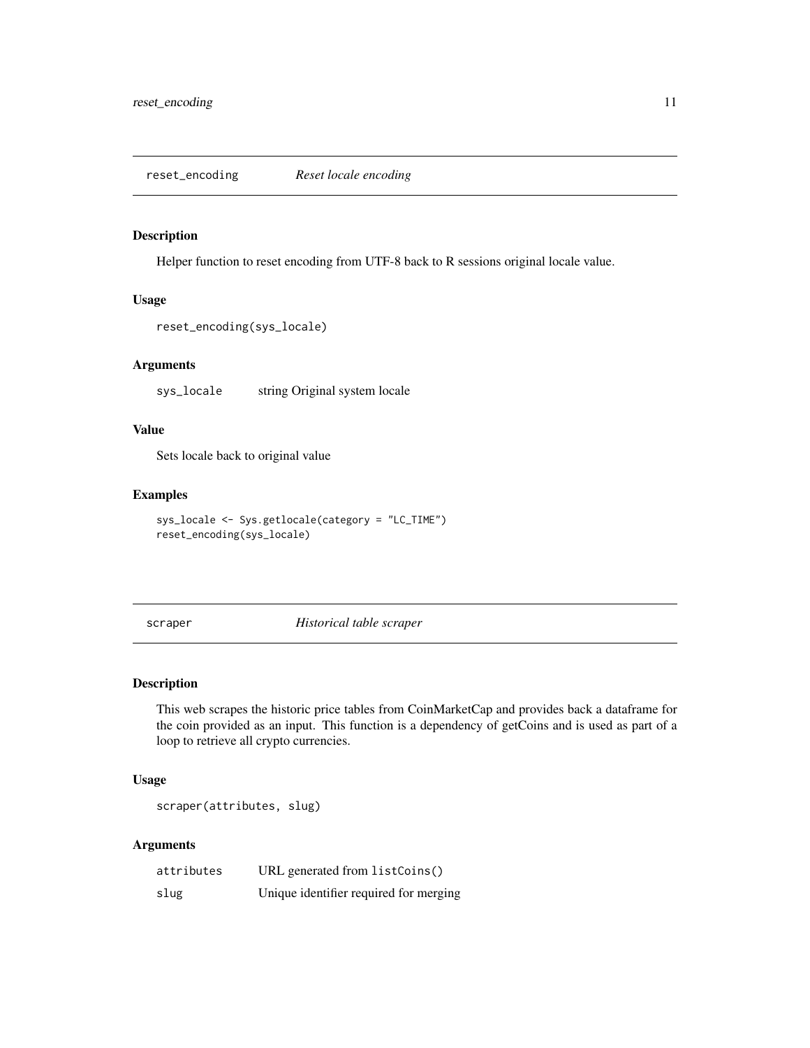## `reset_encoding` *Reset locale encoding*

### Description

Helper function to reset encoding from UTF-8 back to R sessions original locale value.

### Usage

```
reset_encoding(sys_locale)
```

### Arguments

| | |
|---|---|
| `sys_locale` | string Original system locale |

### Value

Sets locale back to original value

### Examples

```
sys_locale <- Sys.getlocale(category = "LC_TIME")
reset_encoding(sys_locale)
```

## `scraper` *Historical table scraper*

### Description

This web scrapes the historic price tables from CoinMarketCap and provides back a dataframe for the coin provided as an input. This function is a dependency of getCoins and is used as part of a loop to retrieve all crypto currencies.

### Usage

```
scraper(attributes, slug)
```

### Arguments

| | |
|---|---|
| `attributes` | URL generated from `listCoins()` |
| `slug` | Unique identifier required for merging |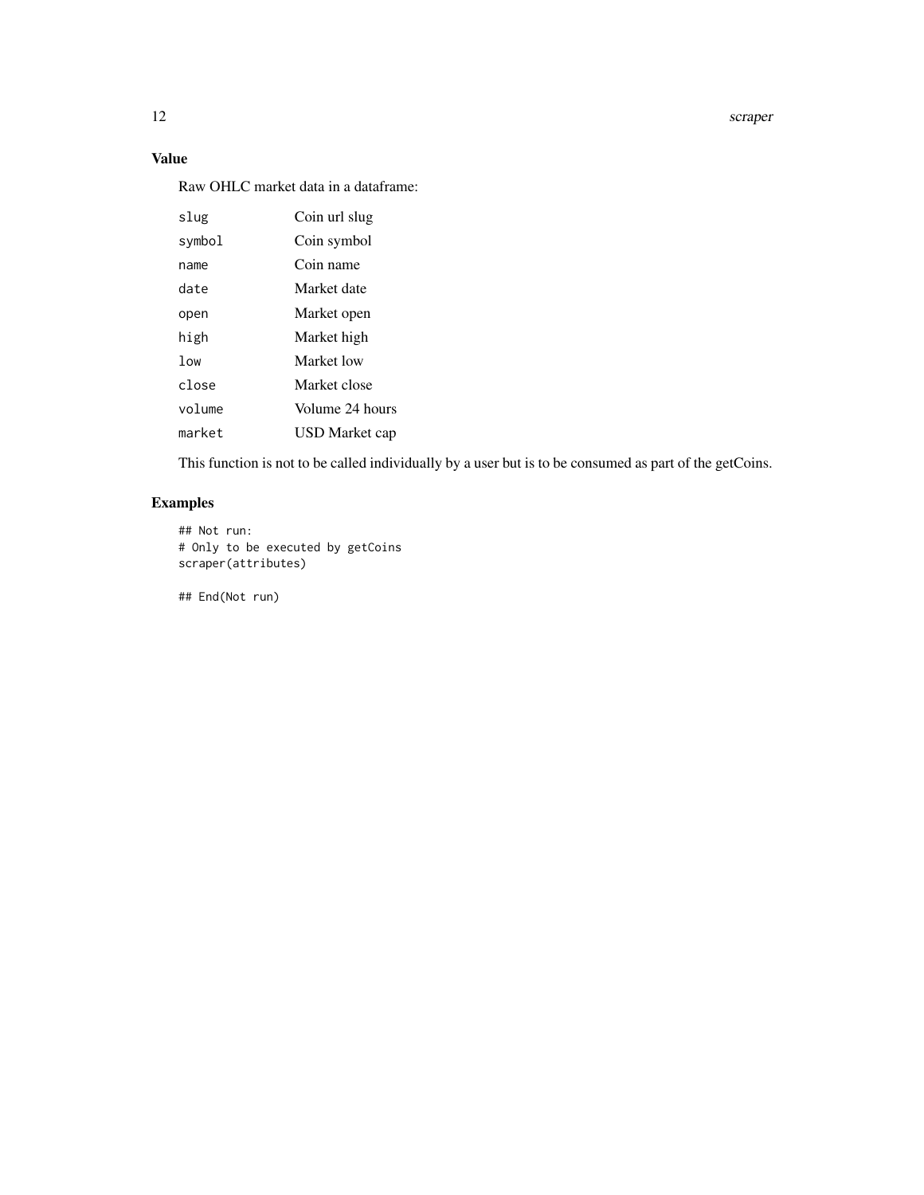## Value

Raw OHLC market data in a dataframe:

| | |
|---|---|
| `slug` | Coin url slug |
| `symbol` | Coin symbol |
| `name` | Coin name |
| `date` | Market date |
| `open` | Market open |
| `high` | Market high |
| `low` | Market low |
| `close` | Market close |
| `volume` | Volume 24 hours |
| `market` | USD Market cap |

This function is not to be called individually by a user but is to be consumed as part of the getCoins.

## Examples

```
## Not run:
# Only to be executed by getCoins
scraper(attributes)

## End(Not run)
```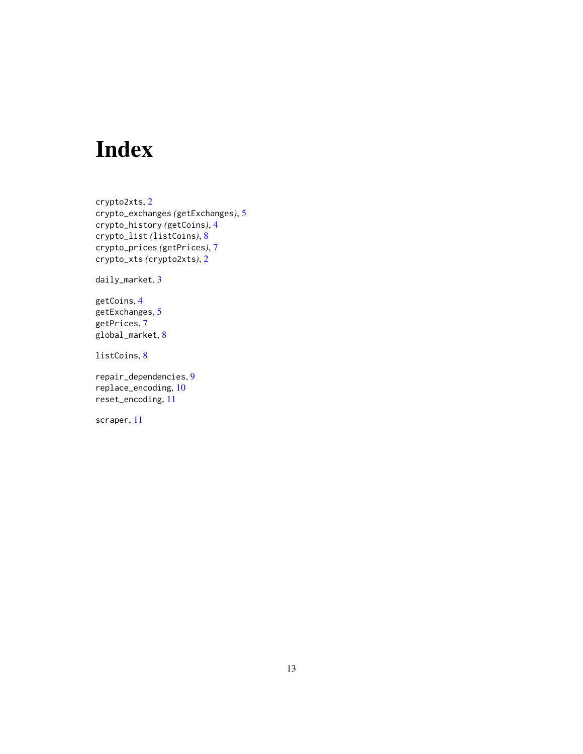# Index

crypto2xts, 2
crypto_exchanges (getExchanges), 5
crypto_history (getCoins), 4
crypto_list (listCoins), 8
crypto_prices (getPrices), 7
crypto_xts (crypto2xts), 2

daily_market, 3

getCoins, 4
getExchanges, 5
getPrices, 7
global_market, 8

listCoins, 8

repair_dependencies, 9
replace_encoding, 10
reset_encoding, 11

scraper, 11